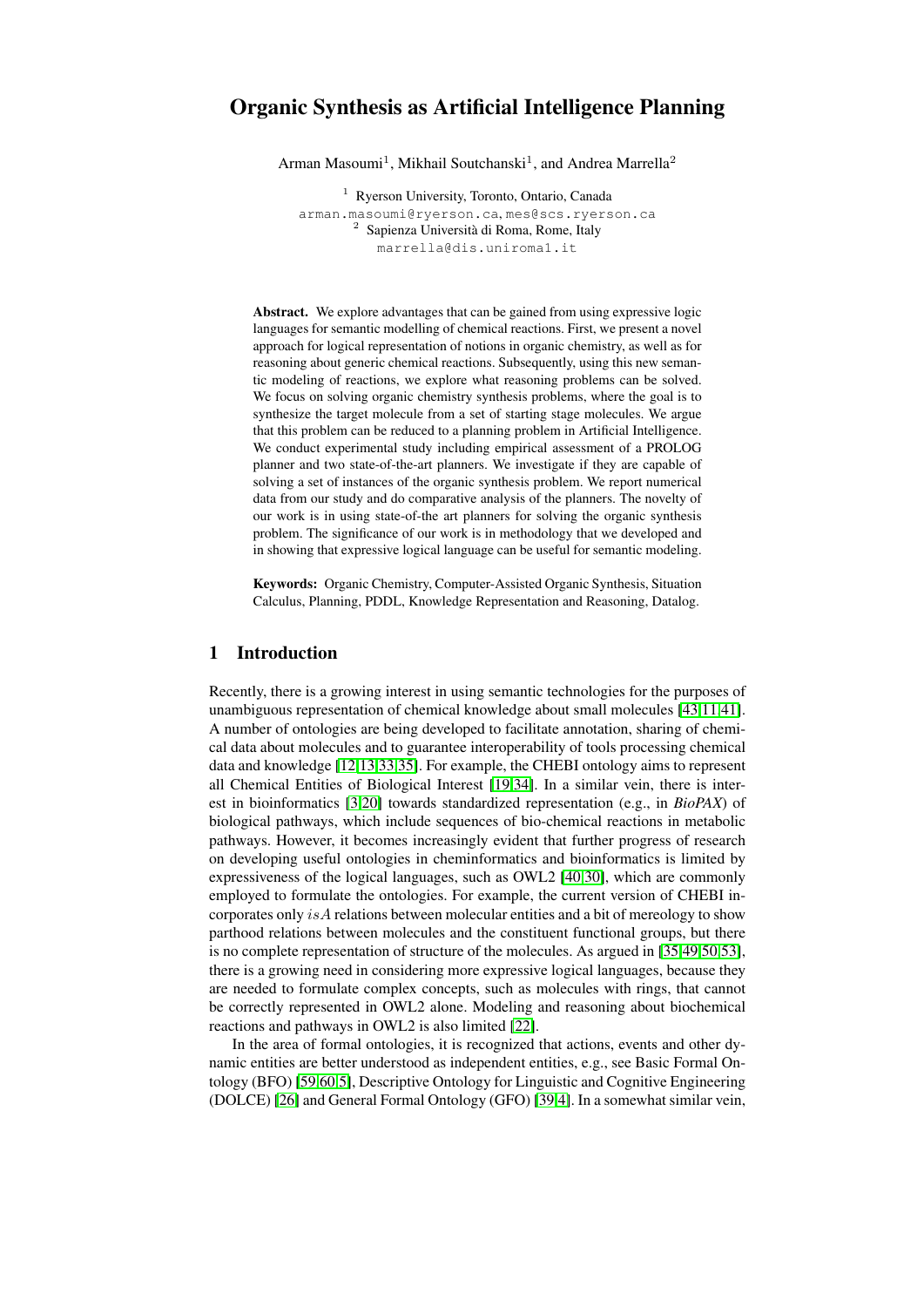# Organic Synthesis as Artificial Intelligence Planning

Arman Masoumi[1], Mikhail Soutchanski[1], and Andrea Marrella[2]

[1] Ryerson University, Toronto, Ontario, Canada
arman.masoumi@ryerson.ca, mes@scs.ryerson.ca
[2] Sapienza Università di Roma, Rome, Italy
marrella@dis.uniroma1.it

**Abstract.** We explore advantages that can be gained from using expressive logic languages for semantic modelling of chemical reactions. First, we present a novel approach for logical representation of notions in organic chemistry, as well as for reasoning about generic chemical reactions. Subsequently, using this new semantic modeling of reactions, we explore what reasoning problems can be solved. We focus on solving organic chemistry synthesis problems, where the goal is to synthesize the target molecule from a set of starting stage molecules. We argue that this problem can be reduced to a planning problem in Artificial Intelligence. We conduct experimental study including empirical assessment of a PROLOG planner and two state-of-the-art planners. We investigate if they are capable of solving a set of instances of the organic synthesis problem. We report numerical data from our study and do comparative analysis of the planners. The novelty of our work is in using state-of-the art planners for solving the organic synthesis problem. The significance of our work is in methodology that we developed and in showing that expressive logical language can be useful for semantic modeling.

**Keywords:** Organic Chemistry, Computer-Assisted Organic Synthesis, Situation Calculus, Planning, PDDL, Knowledge Representation and Reasoning, Datalog.

## 1 Introduction

Recently, there is a growing interest in using semantic technologies for the purposes of unambiguous representation of chemical knowledge about small molecules [43,11,41]. A number of ontologies are being developed to facilitate annotation, sharing of chemical data about molecules and to guarantee interoperability of tools processing chemical data and knowledge [12,13,33,35]. For example, the CHEBI ontology aims to represent all Chemical Entities of Biological Interest [19,34]. In a similar vein, there is interest in bioinformatics [3,20] towards standardized representation (e.g., in *BioPAX*) of biological pathways, which include sequences of bio-chemical reactions in metabolic pathways. However, it becomes increasingly evident that further progress of research on developing useful ontologies in cheminformatics and bioinformatics is limited by expressiveness of the logical languages, such as OWL2 [40,30], which are commonly employed to formulate the ontologies. For example, the current version of CHEBI incorporates only $isA$ relations between molecular entities and a bit of mereology to show parthood relations between molecules and the constituent functional groups, but there is no complete representation of structure of the molecules. As argued in [35,49,50,53], there is a growing need in considering more expressive logical languages, because they are needed to formulate complex concepts, such as molecules with rings, that cannot be correctly represented in OWL2 alone. Modeling and reasoning about biochemical reactions and pathways in OWL2 is also limited [22].

In the area of formal ontologies, it is recognized that actions, events and other dynamic entities are better understood as independent entities, e.g., see Basic Formal Ontology (BFO) [59,60,5], Descriptive Ontology for Linguistic and Cognitive Engineering (DOLCE) [26] and General Formal Ontology (GFO) [39,4]. In a somewhat similar vein,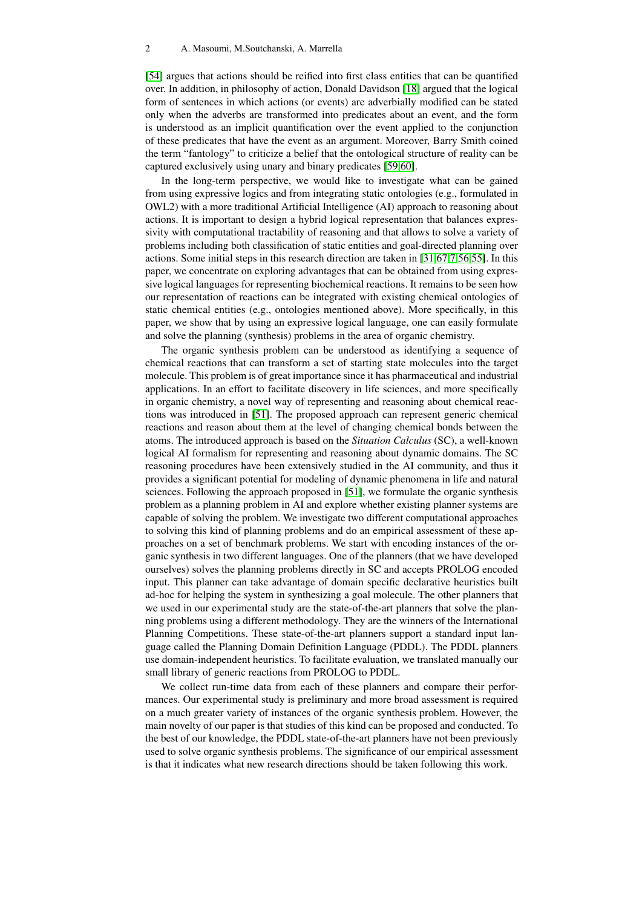[54] argues that actions should be reified into first class entities that can be quantified over. In addition, in philosophy of action, Donald Davidson [18] argued that the logical form of sentences in which actions (or events) are adverbially modified can be stated only when the adverbs are transformed into predicates about an event, and the form is understood as an implicit quantification over the event applied to the conjunction of these predicates that have the event as an argument. Moreover, Barry Smith coined the term "fantology" to criticize a belief that the ontological structure of reality can be captured exclusively using unary and binary predicates [59,60].

In the long-term perspective, we would like to investigate what can be gained from using expressive logics and from integrating static ontologies (e.g., formulated in OWL2) with a more traditional Artificial Intelligence (AI) approach to reasoning about actions. It is important to design a hybrid logical representation that balances expressivity with computational tractability of reasoning and that allows to solve a variety of problems including both classification of static entities and goal-directed planning over actions. Some initial steps in this research direction are taken in [31,67,7,56,55]. In this paper, we concentrate on exploring advantages that can be obtained from using expressive logical languages for representing biochemical reactions. It remains to be seen how our representation of reactions can be integrated with existing chemical ontologies of static chemical entities (e.g., ontologies mentioned above). More specifically, in this paper, we show that by using an expressive logical language, one can easily formulate and solve the planning (synthesis) problems in the area of organic chemistry.

The organic synthesis problem can be understood as identifying a sequence of chemical reactions that can transform a set of starting state molecules into the target molecule. This problem is of great importance since it has pharmaceutical and industrial applications. In an effort to facilitate discovery in life sciences, and more specifically in organic chemistry, a novel way of representing and reasoning about chemical reactions was introduced in [51]. The proposed approach can represent generic chemical reactions and reason about them at the level of changing chemical bonds between the atoms. The introduced approach is based on the *Situation Calculus* (SC), a well-known logical AI formalism for representing and reasoning about dynamic domains. The SC reasoning procedures have been extensively studied in the AI community, and thus it provides a significant potential for modeling of dynamic phenomena in life and natural sciences. Following the approach proposed in [51], we formulate the organic synthesis problem as a planning problem in AI and explore whether existing planner systems are capable of solving the problem. We investigate two different computational approaches to solving this kind of planning problems and do an empirical assessment of these approaches on a set of benchmark problems. We start with encoding instances of the organic synthesis in two different languages. One of the planners (that we have developed ourselves) solves the planning problems directly in SC and accepts PROLOG encoded input. This planner can take advantage of domain specific declarative heuristics built ad-hoc for helping the system in synthesizing a goal molecule. The other planners that we used in our experimental study are the state-of-the-art planners that solve the planning problems using a different methodology. They are the winners of the International Planning Competitions. These state-of-the-art planners support a standard input language called the Planning Domain Definition Language (PDDL). The PDDL planners use domain-independent heuristics. To facilitate evaluation, we translated manually our small library of generic reactions from PROLOG to PDDL.

We collect run-time data from each of these planners and compare their performances. Our experimental study is preliminary and more broad assessment is required on a much greater variety of instances of the organic synthesis problem. However, the main novelty of our paper is that studies of this kind can be proposed and conducted. To the best of our knowledge, the PDDL state-of-the-art planners have not been previously used to solve organic synthesis problems. The significance of our empirical assessment is that it indicates what new research directions should be taken following this work.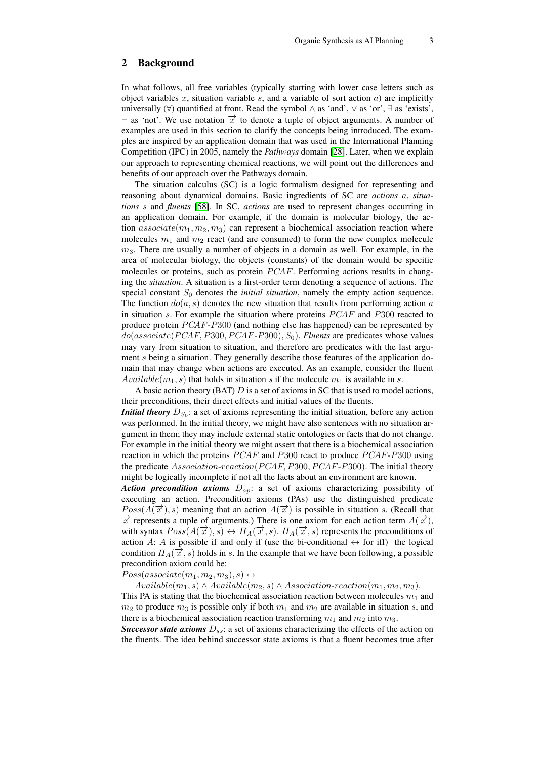## 2 Background

In what follows, all free variables (typically starting with lower case letters such as object variables $x$, situation variable $s$, and a variable of sort action $a$) are implicitly universally ($\forall$) quantified at front. Read the symbol $\wedge$ as 'and', $\vee$ as 'or', $\exists$ as 'exists', $\neg$ as 'not'. We use notation $\overrightarrow{x}$ to denote a tuple of object arguments. A number of examples are used in this section to clarify the concepts being introduced. The examples are inspired by an application domain that was used in the International Planning Competition (IPC) in 2005, namely the *Pathways* domain [28]. Later, when we explain our approach to representing chemical reactions, we will point out the differences and benefits of our approach over the Pathways domain.

The situation calculus (SC) is a logic formalism designed for representing and reasoning about dynamical domains. Basic ingredients of SC are *actions* $a$, *situations* $s$ and *fluents* [58]. In SC, *actions* are used to represent changes occurring in an application domain. For example, if the domain is molecular biology, the action $associate(m_1, m_2, m_3)$ can represent a biochemical association reaction where molecules $m_1$ and $m_2$ react (and are consumed) to form the new complex molecule $m_3$. There are usually a number of objects in a domain as well. For example, in the area of molecular biology, the objects (constants) of the domain would be specific molecules or proteins, such as protein $PCAF$. Performing actions results in changing the *situation*. A situation is a first-order term denoting a sequence of actions. The special constant $S_0$ denotes the *initial situation*, namely the empty action sequence. The function $do(a, s)$ denotes the new situation that results from performing action $a$ in situation $s$. For example the situation where proteins $PCAF$ and $P300$ reacted to produce protein $PCAF\text{-}P300$ (and nothing else has happened) can be represented by $do(associate(PCAF, P300, PCAF\text{-}P300), S_0)$. *Fluents* are predicates whose values may vary from situation to situation, and therefore are predicates with the last argument $s$ being a situation. They generally describe those features of the application domain that may change when actions are executed. As an example, consider the fluent $Available(m_1, s)$ that holds in situation $s$ if the molecule $m_1$ is available in $s$.

A basic action theory (BAT) $D$ is a set of axioms in SC that is used to model actions, their preconditions, their direct effects and initial values of the fluents.

***Initial theory*** $D_{S_0}$: a set of axioms representing the initial situation, before any action was performed. In the initial theory, we might have also sentences with no situation argument in them; they may include external static ontologies or facts that do not change. For example in the initial theory we might assert that there is a biochemical association reaction in which the proteins $PCAF$ and $P300$ react to produce $PCAF\text{-}P300$ using the predicate $Association\text{-}reaction(PCAF, P300, PCAF\text{-}P300)$. The initial theory might be logically incomplete if not all the facts about an environment are known.

***Action precondition axioms*** $D_{ap}$: a set of axioms characterizing possibility of executing an action. Precondition axioms (PAs) use the distinguished predicate $Poss(A(\overrightarrow{x}), s)$ meaning that an action $A(\overrightarrow{x})$ is possible in situation $s$. (Recall that $\overrightarrow{x}$ represents a tuple of arguments.) There is one axiom for each action term $A(\overrightarrow{x})$, with syntax $Poss(A(\overrightarrow{x}), s) \leftrightarrow \Pi_A(\overrightarrow{x}, s)$. $\Pi_A(\overrightarrow{x}, s)$ represents the preconditions of action $A$: $A$ is possible if and only if (use the bi-conditional $\leftrightarrow$ for iff) the logical condition $\Pi_A(\overrightarrow{x}, s)$ holds in $s$. In the example that we have been following, a possible precondition axiom could be:

$Poss(associate(m_1, m_2, m_3), s) \leftrightarrow$
$\quad Available(m_1, s) \wedge Available(m_2, s) \wedge Association\text{-}reaction(m_1, m_2, m_3)$.

This PA is stating that the biochemical association reaction between molecules $m_1$ and $m_2$ to produce $m_3$ is possible only if both $m_1$ and $m_2$ are available in situation $s$, and there is a biochemical association reaction transforming $m_1$ and $m_2$ into $m_3$.

***Successor state axioms*** $D_{ss}$: a set of axioms characterizing the effects of the action on the fluents. The idea behind successor state axioms is that a fluent becomes true after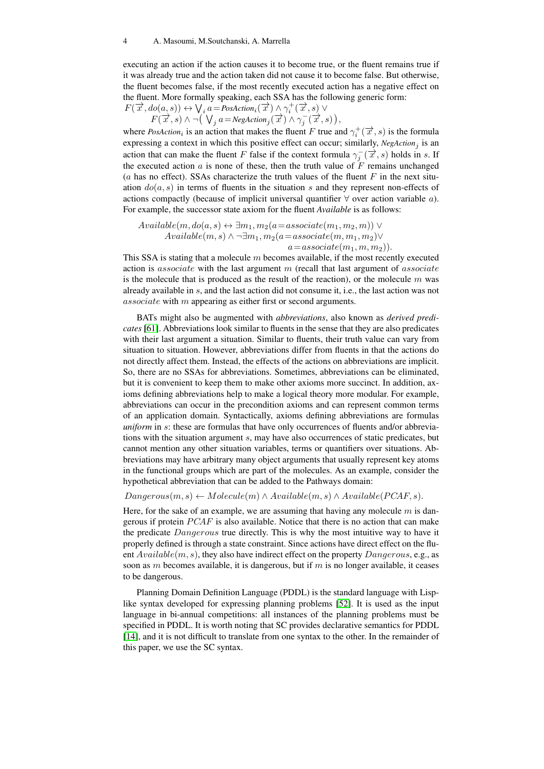executing an action if the action causes it to become true, or the fluent remains true if it was already true and the action taken did not cause it to become false. But otherwise, the fluent becomes false, if the most recently executed action has a negative effect on the fluent. More formally speaking, each SSA has the following generic form:

$$F(\overrightarrow{x}, do(a,s)) \leftrightarrow \bigvee_i a = \textit{PosAction}_i(\overrightarrow{x}) \wedge \gamma_i^+(\overrightarrow{x}, s) \vee$$
$$F(\overrightarrow{x}, s) \wedge \neg\big(\bigvee_j a = \textit{NegAction}_j(\overrightarrow{x}) \wedge \gamma_j^-(\overrightarrow{x}, s)\big),$$

where $\textit{PosAction}_i$ is an action that makes the fluent $F$ true and $\gamma_i^+(\overrightarrow{x}, s)$ is the formula expressing a context in which this positive effect can occur; similarly, $\textit{NegAction}_j$ is an action that can make the fluent $F$ false if the context formula $\gamma_j^-(\overrightarrow{x}, s)$ holds in $s$. If the executed action $a$ is none of these, then the truth value of $F$ remains unchanged ($a$ has no effect). SSAs characterize the truth values of the fluent $F$ in the next situation $do(a, s)$ in terms of fluents in the situation $s$ and they represent non-effects of actions compactly (because of implicit universal quantifier $\forall$ over action variable $a$). For example, the successor state axiom for the fluent *Available* is as follows:

$$Available(m, do(a, s) \leftrightarrow \exists m_1, m_2(a = associate(m_1, m_2, m)) \vee$$
$$Available(m, s) \wedge \neg\exists m_1, m_2(a = associate(m, m_1, m_2) \vee$$
$$a = associate(m_1, m, m_2)).$$

This SSA is stating that a molecule $m$ becomes available, if the most recently executed action is $associate$ with the last argument $m$ (recall that last argument of $associate$ is the molecule that is produced as the result of the reaction), or the molecule $m$ was already available in $s$, and the last action did not consume it, i.e., the last action was not $associate$ with $m$ appearing as either first or second arguments.

BATs might also be augmented with *abbreviations*, also known as *derived predicates* [61]. Abbreviations look similar to fluents in the sense that they are also predicates with their last argument a situation. Similar to fluents, their truth value can vary from situation to situation. However, abbreviations differ from fluents in that the actions do not directly affect them. Instead, the effects of the actions on abbreviations are implicit. So, there are no SSAs for abbreviations. Sometimes, abbreviations can be eliminated, but it is convenient to keep them to make other axioms more succinct. In addition, axioms defining abbreviations help to make a logical theory more modular. For example, abbreviations can occur in the precondition axioms and can represent common terms of an application domain. Syntactically, axioms defining abbreviations are formulas *uniform* in $s$: these are formulas that have only occurrences of fluents and/or abbreviations with the situation argument $s$, may have also occurrences of static predicates, but cannot mention any other situation variables, terms or quantifiers over situations. Abbreviations may have arbitrary many object arguments that usually represent key atoms in the functional groups which are part of the molecules. As an example, consider the hypothetical abbreviation that can be added to the Pathways domain:

$$Dangerous(m, s) \leftarrow Molecule(m) \wedge Available(m, s) \wedge Available(PCAF, s).$$

Here, for the sake of an example, we are assuming that having any molecule $m$ is dangerous if protein $PCAF$ is also available. Notice that there is no action that can make the predicate $Dangerous$ true directly. This is why the most intuitive way to have it properly defined is through a state constraint. Since actions have direct effect on the fluent $Available(m, s)$, they also have indirect effect on the property $Dangerous$, e.g., as soon as $m$ becomes available, it is dangerous, but if $m$ is no longer available, it ceases to be dangerous.

Planning Domain Definition Language (PDDL) is the standard language with Lisp-like syntax developed for expressing planning problems [52]. It is used as the input language in bi-annual competitions: all instances of the planning problems must be specified in PDDL. It is worth noting that SC provides declarative semantics for PDDL [14], and it is not difficult to translate from one syntax to the other. In the remainder of this paper, we use the SC syntax.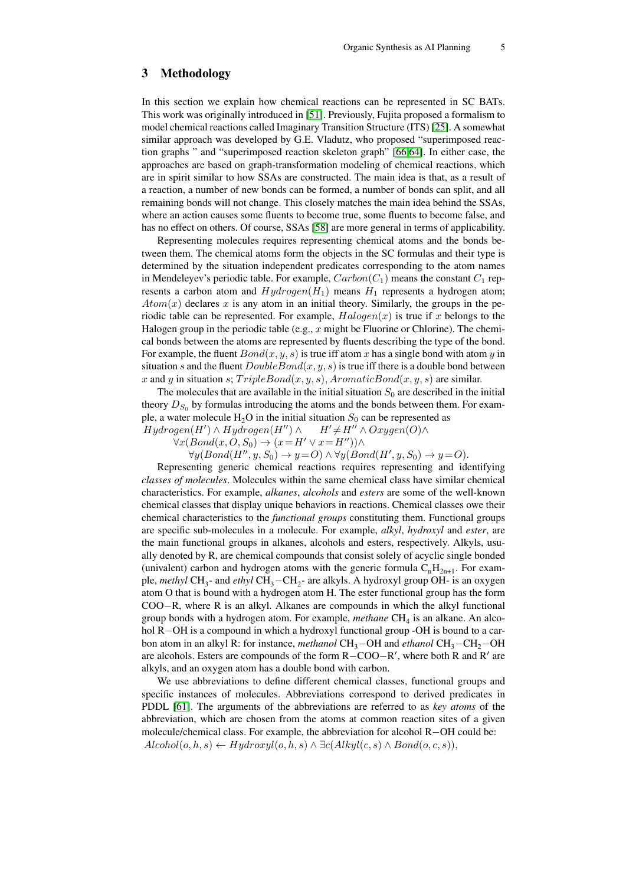## 3 Methodology

In this section we explain how chemical reactions can be represented in SC BATs. This work was originally introduced in [51]. Previously, Fujita proposed a formalism to model chemical reactions called Imaginary Transition Structure (ITS) [25]. A somewhat similar approach was developed by G.E. Vladutz, who proposed "superimposed reaction graphs " and "superimposed reaction skeleton graph" [66,64]. In either case, the approaches are based on graph-transformation modeling of chemical reactions, which are in spirit similar to how SSAs are constructed. The main idea is that, as a result of a reaction, a number of new bonds can be formed, a number of bonds can split, and all remaining bonds will not change. This closely matches the main idea behind the SSAs, where an action causes some fluents to become true, some fluents to become false, and has no effect on others. Of course, SSAs [58] are more general in terms of applicability.

Representing molecules requires representing chemical atoms and the bonds between them. The chemical atoms form the objects in the SC formulas and their type is determined by the situation independent predicates corresponding to the atom names in Mendeleyev's periodic table. For example, $Carbon(C_1)$ means the constant $C_1$ represents a carbon atom and $Hydrogen(H_1)$ means $H_1$ represents a hydrogen atom; $Atom(x)$ declares $x$ is any atom in an initial theory. Similarly, the groups in the periodic table can be represented. For example, $Halogen(x)$ is true if $x$ belongs to the Halogen group in the periodic table (e.g., $x$ might be Fluorine or Chlorine). The chemical bonds between the atoms are represented by fluents describing the type of the bond. For example, the fluent $Bond(x, y, s)$ is true iff atom $x$ has a single bond with atom $y$ in situation $s$ and the fluent $DoubleBond(x, y, s)$ is true iff there is a double bond between $x$ and $y$ in situation $s$; $TripleBond(x, y, s)$, $AromaticBond(x, y, s)$ are similar.

The molecules that are available in the initial situation $S_0$ are described in the initial theory $D_{S_0}$ by formulas introducing the atoms and the bonds between them. For example, a water molecule $H_2O$ in the initial situation $S_0$ can be represented as

$$Hydrogen(H') \wedge Hydrogen(H'') \wedge \quad H' \neq H'' \wedge Oxygen(O) \wedge$$
$$\forall x(Bond(x, O, S_0) \rightarrow (x = H' \vee x = H'')) \wedge$$
$$\forall y(Bond(H'', y, S_0) \rightarrow y = O) \wedge \forall y(Bond(H', y, S_0) \rightarrow y = O).$$

Representing generic chemical reactions requires representing and identifying *classes of molecules*. Molecules within the same chemical class have similar chemical characteristics. For example, *alkanes*, *alcohols* and *esters* are some of the well-known chemical classes that display unique behaviors in reactions. Chemical classes owe their chemical characteristics to the *functional groups* constituting them. Functional groups are specific sub-molecules in a molecule. For example, *alkyl*, *hydroxyl* and *ester*, are the main functional groups in alkanes, alcohols and esters, respectively. Alkyls, usually denoted by R, are chemical compounds that consist solely of acyclic single bonded (univalent) carbon and hydrogen atoms with the generic formula $C_nH_{2n+1}$. For example, *methyl* $CH_3$- and *ethyl* $CH_3{-}CH_2$- are alkyls. A hydroxyl group OH- is an oxygen atom O that is bound with a hydrogen atom H. The ester functional group has the form COO−R, where R is an alkyl. Alkanes are compounds in which the alkyl functional group bonds with a hydrogen atom. For example, *methane* $CH_4$ is an alkane. An alcohol R−OH is a compound in which a hydroxyl functional group -OH is bound to a carbon atom in an alkyl R: for instance, *methanol* $CH_3{-}OH$ and *ethanol* $CH_3{-}CH_2{-}OH$ are alcohols. Esters are compounds of the form R−COO−R′, where both R and R′ are alkyls, and an oxygen atom has a double bond with carbon.

We use abbreviations to define different chemical classes, functional groups and specific instances of molecules. Abbreviations correspond to derived predicates in PDDL [61]. The arguments of the abbreviations are referred to as *key atoms* of the abbreviation, which are chosen from the atoms at common reaction sites of a given molecule/chemical class. For example, the abbreviation for alcohol R−OH could be:

$$Alcohol(o, h, s) \leftarrow Hydroxyl(o, h, s) \wedge \exists c(Alkyl(c, s) \wedge Bond(o, c, s)),$$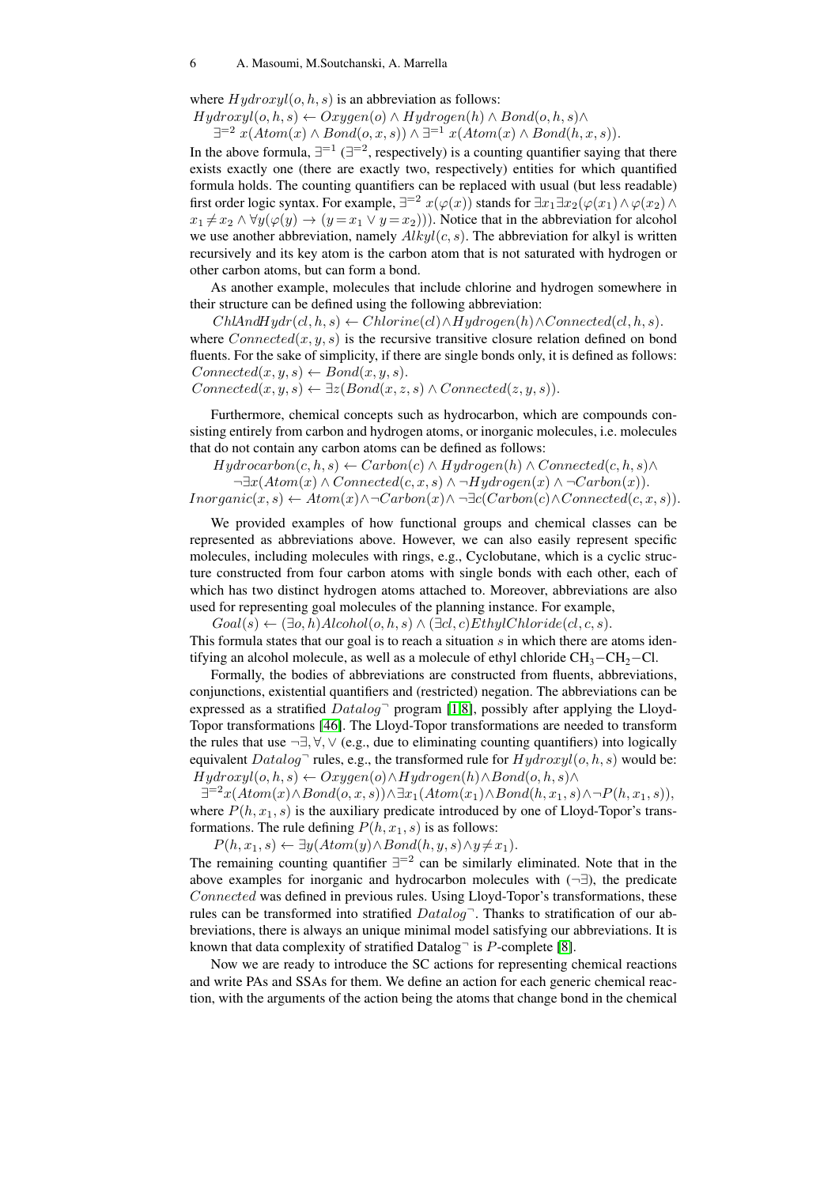where $Hydroxyl(o, h, s)$ is an abbreviation as follows:
$Hydroxyl(o, h, s) \leftarrow Oxygen(o) \wedge Hydrogen(h) \wedge Bond(o, h, s) \wedge$
$\quad \exists^{=2}\, x(Atom(x) \wedge Bond(o, x, s)) \wedge \exists^{=1}\, x(Atom(x) \wedge Bond(h, x, s)).$

In the above formula, $\exists^{=1}$ ($\exists^{=2}$, respectively) is a counting quantifier saying that there exists exactly one (there are exactly two, respectively) entities for which quantified formula holds. The counting quantifiers can be replaced with usual (but less readable) first order logic syntax. For example, $\exists^{=2}\, x(\varphi(x))$ stands for $\exists x_1 \exists x_2 (\varphi(x_1) \wedge \varphi(x_2) \wedge x_1 \neq x_2 \wedge \forall y(\varphi(y) \rightarrow (y = x_1 \vee y = x_2)))$. Notice that in the abbreviation for alcohol we use another abbreviation, namely $Alkyl(c, s)$. The abbreviation for alkyl is written recursively and its key atom is the carbon atom that is not saturated with hydrogen or other carbon atoms, but can form a bond.

As another example, molecules that include chlorine and hydrogen somewhere in their structure can be defined using the following abbreviation:

$ChlAndHydr(cl, h, s) \leftarrow Chlorine(cl) \wedge Hydrogen(h) \wedge Connected(cl, h, s).$

where $Connected(x, y, s)$ is the recursive transitive closure relation defined on bond fluents. For the sake of simplicity, if there are single bonds only, it is defined as follows:
$Connected(x, y, s) \leftarrow Bond(x, y, s).$
$Connected(x, y, s) \leftarrow \exists z(Bond(x, z, s) \wedge Connected(z, y, s)).$

Furthermore, chemical concepts such as hydrocarbon, which are compounds consisting entirely from carbon and hydrogen atoms, or inorganic molecules, i.e. molecules that do not contain any carbon atoms can be defined as follows:

$Hydrocarbon(c, h, s) \leftarrow Carbon(c) \wedge Hydrogen(h) \wedge Connected(c, h, s) \wedge$
$\quad \neg\exists x(Atom(x) \wedge Connected(c, x, s) \wedge \neg Hydrogen(x) \wedge \neg Carbon(x)).$
$Inorganic(x, s) \leftarrow Atom(x) \wedge \neg Carbon(x) \wedge \neg\exists c(Carbon(c) \wedge Connected(c, x, s)).$

We provided examples of how functional groups and chemical classes can be represented as abbreviations above. However, we can also easily represent specific molecules, including molecules with rings, e.g., Cyclobutane, which is a cyclic structure constructed from four carbon atoms with single bonds with each other, each of which has two distinct hydrogen atoms attached to. Moreover, abbreviations are also used for representing goal molecules of the planning instance. For example,

$Goal(s) \leftarrow (\exists o, h) Alcohol(o, h, s) \wedge (\exists cl, c) EthylChloride(cl, c, s).$

This formula states that our goal is to reach a situation $s$ in which there are atoms identifying an alcohol molecule, as well as a molecule of ethyl chloride $CH_3{-}CH_2{-}Cl$.

Formally, the bodies of abbreviations are constructed from fluents, abbreviations, conjunctions, existential quantifiers and (restricted) negation. The abbreviations can be expressed as a stratified $Datalog^{\neg}$ program [1,8], possibly after applying the Lloyd-Topor transformations [46]. The Lloyd-Topor transformations are needed to transform the rules that use $\neg\exists, \forall, \vee$ (e.g., due to eliminating counting quantifiers) into logically equivalent $Datalog^{\neg}$ rules, e.g., the transformed rule for $Hydroxyl(o, h, s)$ would be:
$Hydroxyl(o, h, s) \leftarrow Oxygen(o) \wedge Hydrogen(h) \wedge Bond(o, h, s) \wedge$
$\exists^{=2} x(Atom(x) \wedge Bond(o, x, s)) \wedge \exists x_1(Atom(x_1) \wedge Bond(h, x_1, s) \wedge \neg P(h, x_1, s)),$
where $P(h, x_1, s)$ is the auxiliary predicate introduced by one of Lloyd-Topor's transformations. The rule defining $P(h, x_1, s)$ is as follows:

$P(h, x_1, s) \leftarrow \exists y(Atom(y) \wedge Bond(h, y, s) \wedge y \neq x_1).$

The remaining counting quantifier $\exists^{=2}$ can be similarly eliminated. Note that in the above examples for inorganic and hydrocarbon molecules with ($\neg\exists$), the predicate $Connected$ was defined in previous rules. Using Lloyd-Topor's transformations, these rules can be transformed into stratified $Datalog^{\neg}$. Thanks to stratification of our abbreviations, there is always an unique minimal model satisfying our abbreviations. It is known that data complexity of stratified Datalog$^{\neg}$ is $P$-complete [8].

Now we are ready to introduce the SC actions for representing chemical reactions and write PAs and SSAs for them. We define an action for each generic chemical reaction, with the arguments of the action being the atoms that change bond in the chemical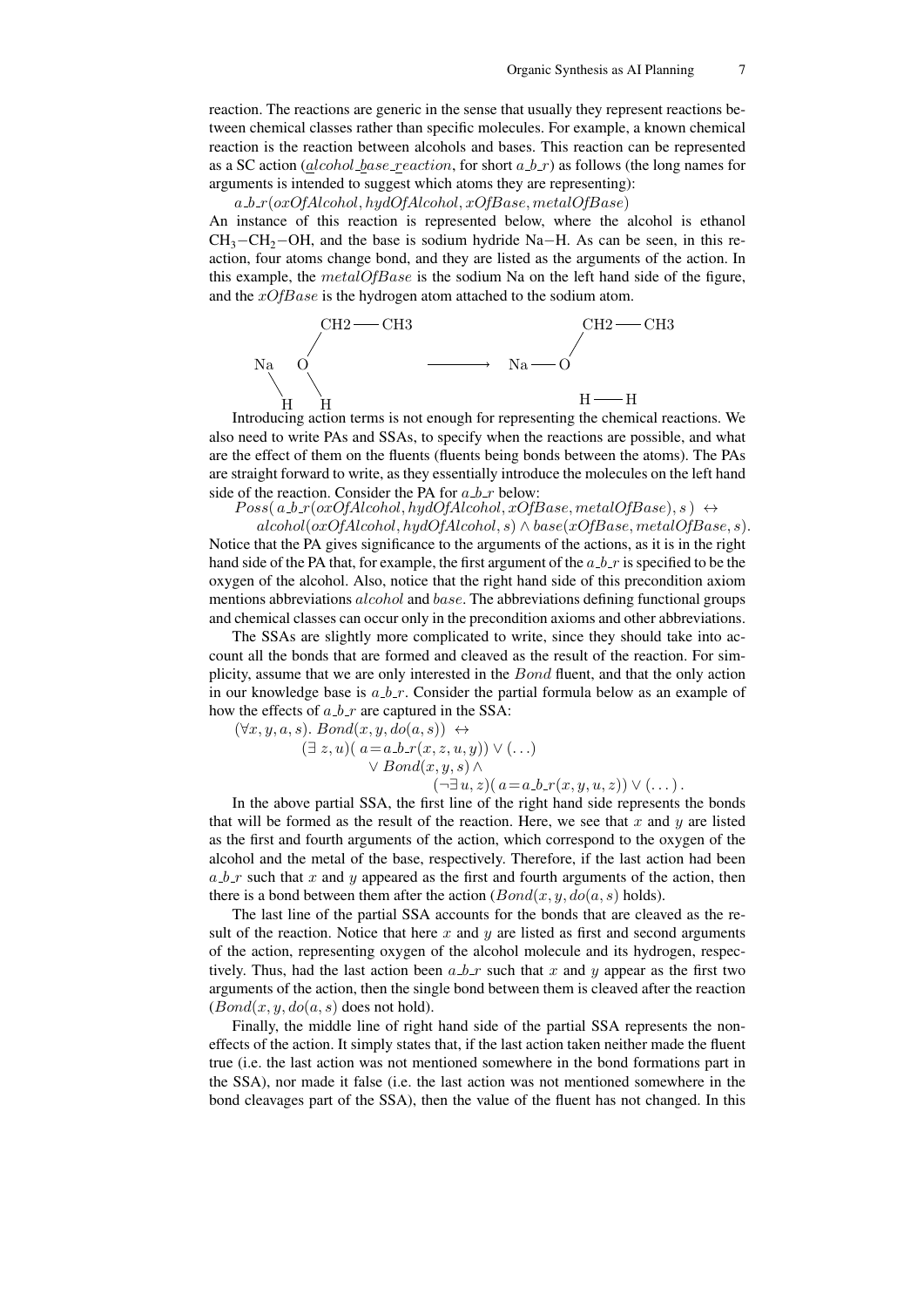reaction. The reactions are generic in the sense that usually they represent reactions between chemical classes rather than specific molecules. For example, a known chemical reaction is the reaction between alcohols and bases. This reaction can be represented as a SC action (*alcohol_base_reaction*, for short $a\_b\_r$) as follows (the long names for arguments is intended to suggest which atoms they are representing):

$$a\_b\_r(oxOfAlcohol, hydOfAlcohol, xOfBase, metalOfBase)$$

An instance of this reaction is represented below, where the alcohol is ethanol $CH_3{-}CH_2{-}OH$, and the base is sodium hydride Na−H. As can be seen, in this reaction, four atoms change bond, and they are listed as the arguments of the action. In this example, the $metalOfBase$ is the sodium Na on the left hand side of the figure, and the $xOfBase$ is the hydrogen atom attached to the sodium atom.

```
           CH2 —— CH3                         CH2 —— CH3
          /                                  /
  Na     O              ————→         Na —— O
    \     \
     H     H                                 H —— H
```

Introducing action terms is not enough for representing the chemical reactions. We also need to write PAs and SSAs, to specify when the reactions are possible, and what are the effect of them on the fluents (fluents being bonds between the atoms). The PAs are straight forward to write, as they essentially introduce the molecules on the left hand side of the reaction. Consider the PA for $a\_b\_r$ below:

$$Poss(\, a\_b\_r(oxOfAlcohol, hydOfAlcohol, xOfBase, metalOfBase), s\,) \leftrightarrow$$
$$alcohol(oxOfAlcohol, hydOfAlcohol, s) \wedge base(xOfBase, metalOfBase, s).$$

Notice that the PA gives significance to the arguments of the actions, as it is in the right hand side of the PA that, for example, the first argument of the $a\_b\_r$ is specified to be the oxygen of the alcohol. Also, notice that the right hand side of this precondition axiom mentions abbreviations $alcohol$ and $base$. The abbreviations defining functional groups and chemical classes can occur only in the precondition axioms and other abbreviations.

The SSAs are slightly more complicated to write, since they should take into account all the bonds that are formed and cleaved as the result of the reaction. For simplicity, assume that we are only interested in the $Bond$ fluent, and that the only action in our knowledge base is $a\_b\_r$. Consider the partial formula below as an example of how the effects of $a\_b\_r$ are captured in the SSA:

$$
\begin{aligned}
(\forall x, y, a, s).\ Bond(x, y, do(a, s)) \ \leftrightarrow& \\
&(\exists\, z, u)(\, a = a\_b\_r(x, z, u, y)) \vee (\ldots) \\
&\quad \vee Bond(x, y, s) \wedge \\
&\qquad (\neg\exists\, u, z)(\, a = a\_b\_r(x, y, u, z)) \vee (\ldots)\,.
\end{aligned}
$$

In the above partial SSA, the first line of the right hand side represents the bonds that will be formed as the result of the reaction. Here, we see that $x$ and $y$ are listed as the first and fourth arguments of the action, which correspond to the oxygen of the alcohol and the metal of the base, respectively. Therefore, if the last action had been $a\_b\_r$ such that $x$ and $y$ appeared as the first and fourth arguments of the action, then there is a bond between them after the action ($Bond(x, y, do(a, s)$ holds).

The last line of the partial SSA accounts for the bonds that are cleaved as the result of the reaction. Notice that here $x$ and $y$ are listed as first and second arguments of the action, representing oxygen of the alcohol molecule and its hydrogen, respectively. Thus, had the last action been $a\_b\_r$ such that $x$ and $y$ appear as the first two arguments of the action, then the single bond between them is cleaved after the reaction ($Bond(x, y, do(a, s)$ does not hold).

Finally, the middle line of right hand side of the partial SSA represents the non-effects of the action. It simply states that, if the last action taken neither made the fluent true (i.e. the last action was not mentioned somewhere in the bond formations part in the SSA), nor made it false (i.e. the last action was not mentioned somewhere in the bond cleavages part of the SSA), then the value of the fluent has not changed. In this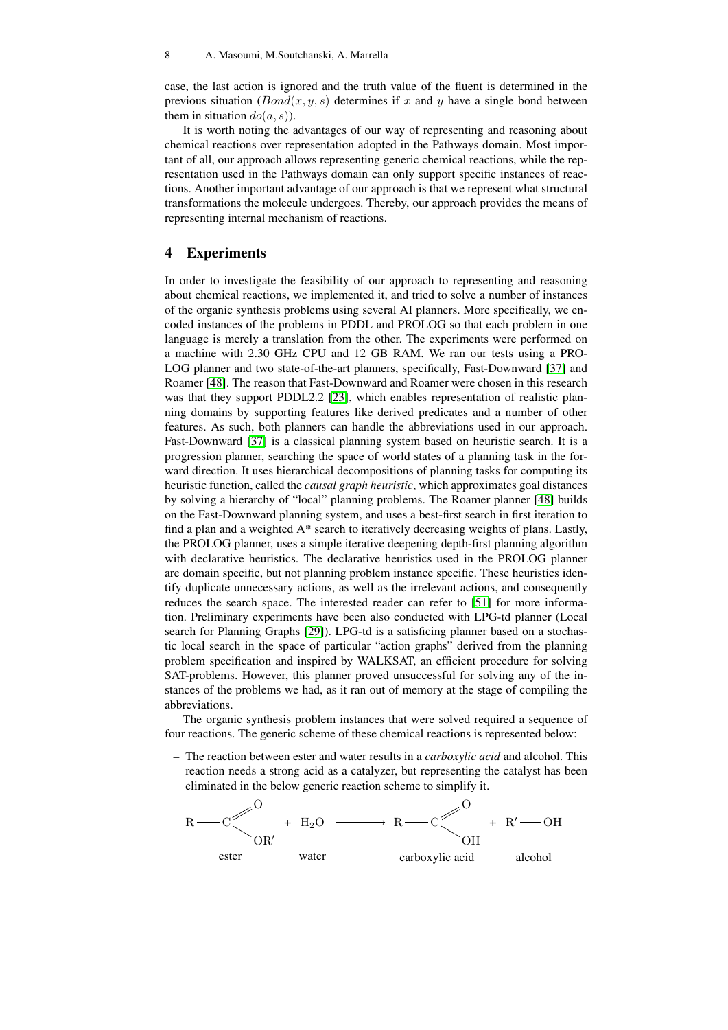case, the last action is ignored and the truth value of the fluent is determined in the previous situation ($Bond(x, y, s)$ determines if $x$ and $y$ have a single bond between them in situation $do(a, s)$).

It is worth noting the advantages of our way of representing and reasoning about chemical reactions over representation adopted in the Pathways domain. Most important of all, our approach allows representing generic chemical reactions, while the representation used in the Pathways domain can only support specific instances of reactions. Another important advantage of our approach is that we represent what structural transformations the molecule undergoes. Thereby, our approach provides the means of representing internal mechanism of reactions.

## 4 Experiments

In order to investigate the feasibility of our approach to representing and reasoning about chemical reactions, we implemented it, and tried to solve a number of instances of the organic synthesis problems using several AI planners. More specifically, we encoded instances of the problems in PDDL and PROLOG so that each problem in one language is merely a translation from the other. The experiments were performed on a machine with 2.30 GHz CPU and 12 GB RAM. We ran our tests using a PROLOG planner and two state-of-the-art planners, specifically, Fast-Downward [37] and Roamer [48]. The reason that Fast-Downward and Roamer were chosen in this research was that they support PDDL2.2 [23], which enables representation of realistic planning domains by supporting features like derived predicates and a number of other features. As such, both planners can handle the abbreviations used in our approach. Fast-Downward [37] is a classical planning system based on heuristic search. It is a progression planner, searching the space of world states of a planning task in the forward direction. It uses hierarchical decompositions of planning tasks for computing its heuristic function, called the *causal graph heuristic*, which approximates goal distances by solving a hierarchy of "local" planning problems. The Roamer planner [48] builds on the Fast-Downward planning system, and uses a best-first search in first iteration to find a plan and a weighted A* search to iteratively decreasing weights of plans. Lastly, the PROLOG planner, uses a simple iterative deepening depth-first planning algorithm with declarative heuristics. The declarative heuristics used in the PROLOG planner are domain specific, but not planning problem instance specific. These heuristics identify duplicate unnecessary actions, as well as the irrelevant actions, and consequently reduces the search space. The interested reader can refer to [51] for more information. Preliminary experiments have been also conducted with LPG-td planner (Local search for Planning Graphs [29]). LPG-td is a satisficing planner based on a stochastic local search in the space of particular "action graphs" derived from the planning problem specification and inspired by WALKSAT, an efficient procedure for solving SAT-problems. However, this planner proved unsuccessful for solving any of the instances of the problems we had, as it ran out of memory at the stage of compiling the abbreviations.

The organic synthesis problem instances that were solved required a sequence of four reactions. The generic scheme of these chemical reactions is represented below:

- The reaction between ester and water results in a *carboxylic acid* and alcohol. This reaction needs a strong acid as a catalyzer, but representing the catalyst has been eliminated in the below generic reaction scheme to simplify it.

$$\underset{\text{ester}}{\mathrm{R{-}C({=}O){-}OR'}} + \underset{\text{water}}{\mathrm{H_2O}} \longrightarrow \underset{\text{carboxylic acid}}{\mathrm{R{-}C({=}O){-}OH}} + \underset{\text{alcohol}}{\mathrm{R'{-}OH}}$$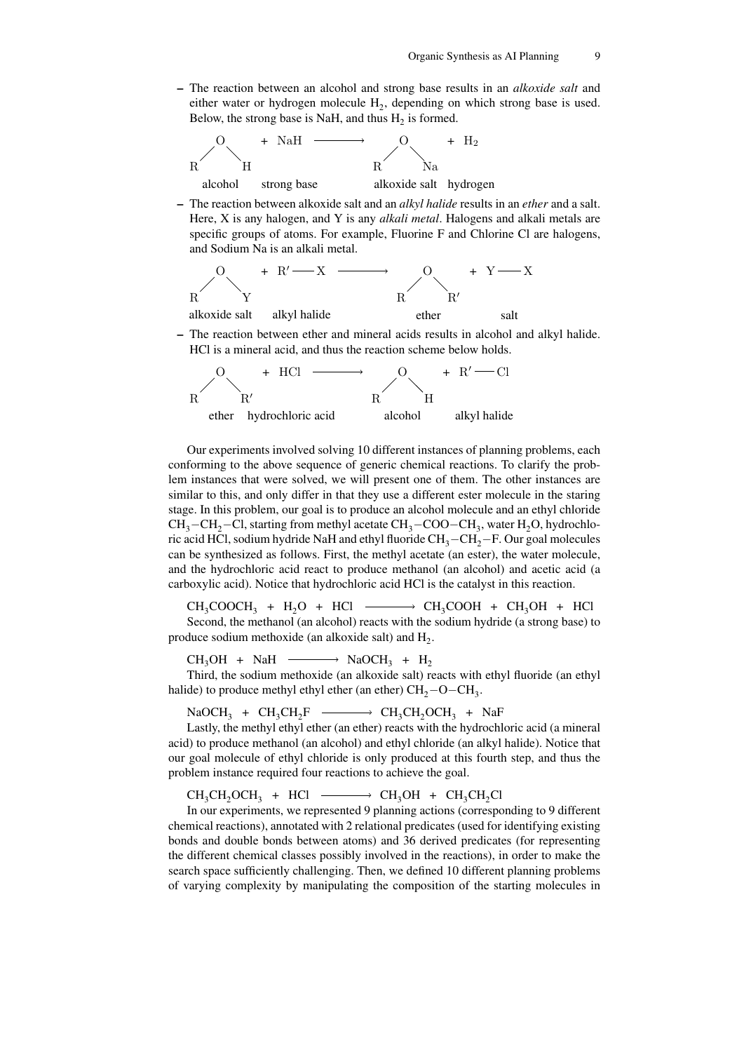- The reaction between an alcohol and strong base results in an *alkoxide salt* and either water or hydrogen molecule $H_2$, depending on which strong base is used. Below, the strong base is NaH, and thus $H_2$ is formed.

$$R{-}O{-}H \;+\; NaH \longrightarrow R{-}O{-}Na \;+\; H_2$$

alcohol — strong base — alkoxide salt — hydrogen

- The reaction between alkoxide salt and an *alkyl halide* results in an *ether* and a salt. Here, X is any halogen, and Y is any *alkali metal*. Halogens and alkali metals are specific groups of atoms. For example, Fluorine F and Chlorine Cl are halogens, and Sodium Na is an alkali metal.

$$R{-}O{-}Y \;+\; R'{-}X \longrightarrow R{-}O{-}R' \;+\; Y{-}X$$

alkoxide salt — alkyl halide — ether — salt

- The reaction between ether and mineral acids results in alcohol and alkyl halide. HCl is a mineral acid, and thus the reaction scheme below holds.

$$R{-}O{-}R' \;+\; HCl \longrightarrow R{-}O{-}H \;+\; R'{-}Cl$$

ether — hydrochloric acid — alcohol — alkyl halide

Our experiments involved solving 10 different instances of planning problems, each conforming to the above sequence of generic chemical reactions. To clarify the problem instances that were solved, we will present one of them. The other instances are similar to this, and only differ in that they use a different ester molecule in the staring stage. In this problem, our goal is to produce an alcohol molecule and an ethyl chloride $CH_3{-}CH_2{-}Cl$, starting from methyl acetate $CH_3{-}COO{-}CH_3$, water $H_2O$, hydrochloric acid HCl, sodium hydride NaH and ethyl fluoride $CH_3{-}CH_2{-}F$. Our goal molecules can be synthesized as follows. First, the methyl acetate (an ester), the water molecule, and the hydrochloric acid react to produce methanol (an alcohol) and acetic acid (a carboxylic acid). Notice that hydrochloric acid HCl is the catalyst in this reaction.

$$CH_3COOCH_3 \;+\; H_2O \;+\; HCl \longrightarrow CH_3COOH \;+\; CH_3OH \;+\; HCl$$

Second, the methanol (an alcohol) reacts with the sodium hydride (a strong base) to produce sodium methoxide (an alkoxide salt) and $H_2$.

$$CH_3OH \;+\; NaH \longrightarrow NaOCH_3 \;+\; H_2$$

Third, the sodium methoxide (an alkoxide salt) reacts with ethyl fluoride (an ethyl halide) to produce methyl ethyl ether (an ether) $CH_2{-}O{-}CH_3$.

$$NaOCH_3 \;+\; CH_3CH_2F \longrightarrow CH_3CH_2OCH_3 \;+\; NaF$$

Lastly, the methyl ethyl ether (an ether) reacts with the hydrochloric acid (a mineral acid) to produce methanol (an alcohol) and ethyl chloride (an alkyl halide). Notice that our goal molecule of ethyl chloride is only produced at this fourth step, and thus the problem instance required four reactions to achieve the goal.

$$CH_3CH_2OCH_3 \;+\; HCl \longrightarrow CH_3OH \;+\; CH_3CH_2Cl$$

In our experiments, we represented 9 planning actions (corresponding to 9 different chemical reactions), annotated with 2 relational predicates (used for identifying existing bonds and double bonds between atoms) and 36 derived predicates (for representing the different chemical classes possibly involved in the reactions), in order to make the search space sufficiently challenging. Then, we defined 10 different planning problems of varying complexity by manipulating the composition of the starting molecules in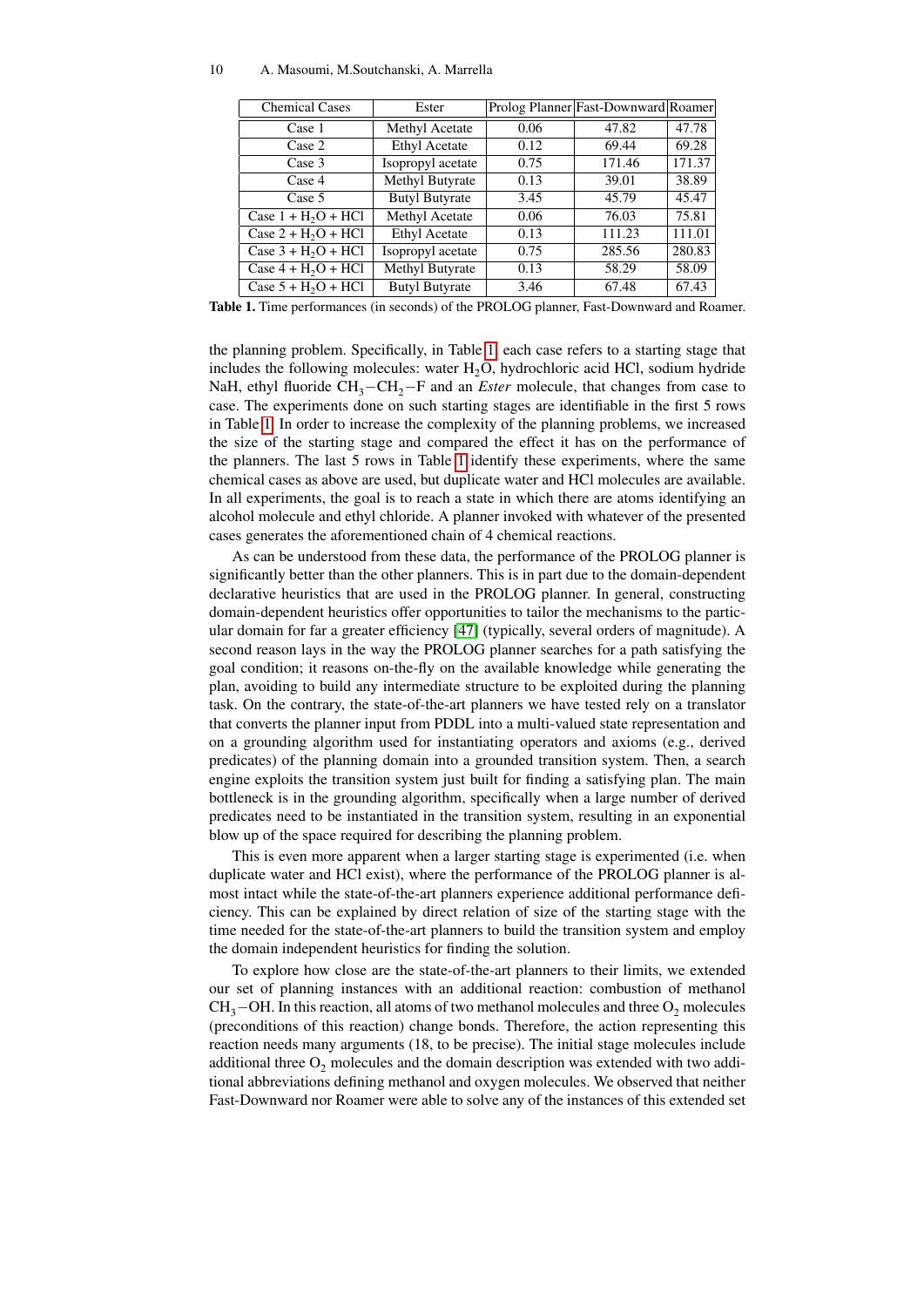| Chemical Cases | Ester | Prolog Planner | Fast-Downward | Roamer |
|---|---|---|---|---|
| Case 1 | Methyl Acetate | 0.06 | 47.82 | 47.78 |
| Case 2 | Ethyl Acetate | 0.12 | 69.44 | 69.28 |
| Case 3 | Isopropyl acetate | 0.75 | 171.46 | 171.37 |
| Case 4 | Methyl Butyrate | 0.13 | 39.01 | 38.89 |
| Case 5 | Butyl Butyrate | 3.45 | 45.79 | 45.47 |
| Case 1 + $H_2O$ + HCl | Methyl Acetate | 0.06 | 76.03 | 75.81 |
| Case 2 + $H_2O$ + HCl | Ethyl Acetate | 0.13 | 111.23 | 111.01 |
| Case 3 + $H_2O$ + HCl | Isopropyl acetate | 0.75 | 285.56 | 280.83 |
| Case 4 + $H_2O$ + HCl | Methyl Butyrate | 0.13 | 58.29 | 58.09 |
| Case 5 + $H_2O$ + HCl | Butyl Butyrate | 3.46 | 67.48 | 67.43 |

**Table 1.** Time performances (in seconds) of the PROLOG planner, Fast-Downward and Roamer.

the planning problem. Specifically, in Table 1, each case refers to a starting stage that includes the following molecules: water $H_2O$, hydrochloric acid HCl, sodium hydride NaH, ethyl fluoride $CH_3-CH_2-F$ and an *Ester* molecule, that changes from case to case. The experiments done on such starting stages are identifiable in the first 5 rows in Table 1. In order to increase the complexity of the planning problems, we increased the size of the starting stage and compared the effect it has on the performance of the planners. The last 5 rows in Table 1 identify these experiments, where the same chemical cases as above are used, but duplicate water and HCl molecules are available. In all experiments, the goal is to reach a state in which there are atoms identifying an alcohol molecule and ethyl chloride. A planner invoked with whatever of the presented cases generates the aforementioned chain of 4 chemical reactions.

As can be understood from these data, the performance of the PROLOG planner is significantly better than the other planners. This is in part due to the domain-dependent declarative heuristics that are used in the PROLOG planner. In general, constructing domain-dependent heuristics offer opportunities to tailor the mechanisms to the particular domain for far a greater efficiency [47] (typically, several orders of magnitude). A second reason lays in the way the PROLOG planner searches for a path satisfying the goal condition; it reasons on-the-fly on the available knowledge while generating the plan, avoiding to build any intermediate structure to be exploited during the planning task. On the contrary, the state-of-the-art planners we have tested rely on a translator that converts the planner input from PDDL into a multi-valued state representation and on a grounding algorithm used for instantiating operators and axioms (e.g., derived predicates) of the planning domain into a grounded transition system. Then, a search engine exploits the transition system just built for finding a satisfying plan. The main bottleneck is in the grounding algorithm, specifically when a large number of derived predicates need to be instantiated in the transition system, resulting in an exponential blow up of the space required for describing the planning problem.

This is even more apparent when a larger starting stage is experimented (i.e. when duplicate water and HCl exist), where the performance of the PROLOG planner is almost intact while the state-of-the-art planners experience additional performance deficiency. This can be explained by direct relation of size of the starting stage with the time needed for the state-of-the-art planners to build the transition system and employ the domain independent heuristics for finding the solution.

To explore how close are the state-of-the-art planners to their limits, we extended our set of planning instances with an additional reaction: combustion of methanol $CH_3-OH$. In this reaction, all atoms of two methanol molecules and three $O_2$ molecules (preconditions of this reaction) change bonds. Therefore, the action representing this reaction needs many arguments (18, to be precise). The initial stage molecules include additional three $O_2$ molecules and the domain description was extended with two additional abbreviations defining methanol and oxygen molecules. We observed that neither Fast-Downward nor Roamer were able to solve any of the instances of this extended set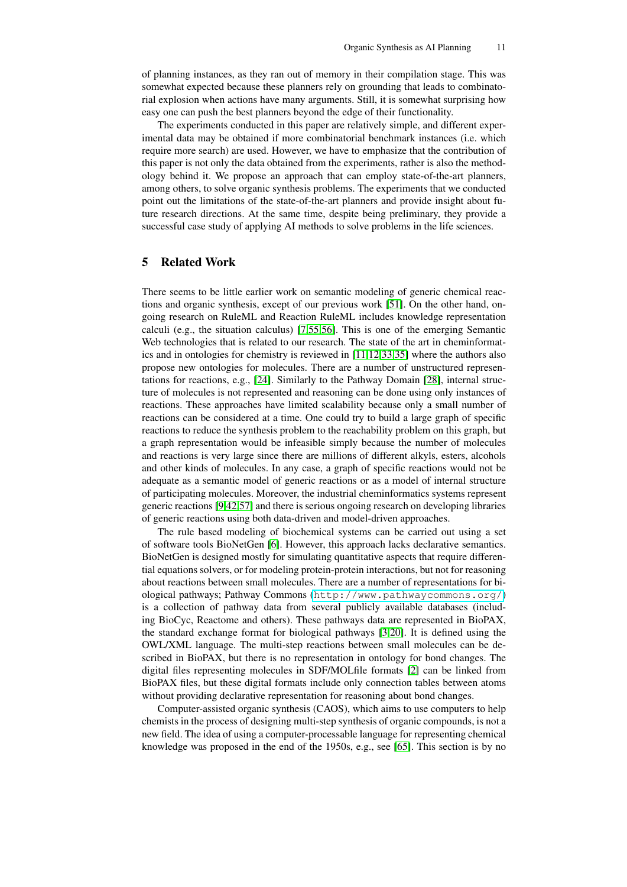of planning instances, as they ran out of memory in their compilation stage. This was somewhat expected because these planners rely on grounding that leads to combinatorial explosion when actions have many arguments. Still, it is somewhat surprising how easy one can push the best planners beyond the edge of their functionality.

The experiments conducted in this paper are relatively simple, and different experimental data may be obtained if more combinatorial benchmark instances (i.e. which require more search) are used. However, we have to emphasize that the contribution of this paper is not only the data obtained from the experiments, rather is also the methodology behind it. We propose an approach that can employ state-of-the-art planners, among others, to solve organic synthesis problems. The experiments that we conducted point out the limitations of the state-of-the-art planners and provide insight about future research directions. At the same time, despite being preliminary, they provide a successful case study of applying AI methods to solve problems in the life sciences.

## 5 Related Work

There seems to be little earlier work on semantic modeling of generic chemical reactions and organic synthesis, except of our previous work [51]. On the other hand, ongoing research on RuleML and Reaction RuleML includes knowledge representation calculi (e.g., the situation calculus) [7,55,56]. This is one of the emerging Semantic Web technologies that is related to our research. The state of the art in cheminformatics and in ontologies for chemistry is reviewed in [11,12,33,35] where the authors also propose new ontologies for molecules. There are a number of unstructured representations for reactions, e.g., [24]. Similarly to the Pathway Domain [28], internal structure of molecules is not represented and reasoning can be done using only instances of reactions. These approaches have limited scalability because only a small number of reactions can be considered at a time. One could try to build a large graph of specific reactions to reduce the synthesis problem to the reachability problem on this graph, but a graph representation would be infeasible simply because the number of molecules and reactions is very large since there are millions of different alkyls, esters, alcohols and other kinds of molecules. In any case, a graph of specific reactions would not be adequate as a semantic model of generic reactions or as a model of internal structure of participating molecules. Moreover, the industrial cheminformatics systems represent generic reactions [9,42,57] and there is serious ongoing research on developing libraries of generic reactions using both data-driven and model-driven approaches.

The rule based modeling of biochemical systems can be carried out using a set of software tools BioNetGen [6]. However, this approach lacks declarative semantics. BioNetGen is designed mostly for simulating quantitative aspects that require differential equations solvers, or for modeling protein-protein interactions, but not for reasoning about reactions between small molecules. There are a number of representations for biological pathways; Pathway Commons (http://www.pathwaycommons.org/) is a collection of pathway data from several publicly available databases (including BioCyc, Reactome and others). These pathways data are represented in BioPAX, the standard exchange format for biological pathways [3,20]. It is defined using the OWL/XML language. The multi-step reactions between small molecules can be described in BioPAX, but there is no representation in ontology for bond changes. The digital files representing molecules in SDF/MOLfile formats [2] can be linked from BioPAX files, but these digital formats include only connection tables between atoms without providing declarative representation for reasoning about bond changes.

Computer-assisted organic synthesis (CAOS), which aims to use computers to help chemists in the process of designing multi-step synthesis of organic compounds, is not a new field. The idea of using a computer-processable language for representing chemical knowledge was proposed in the end of the 1950s, e.g., see [65]. This section is by no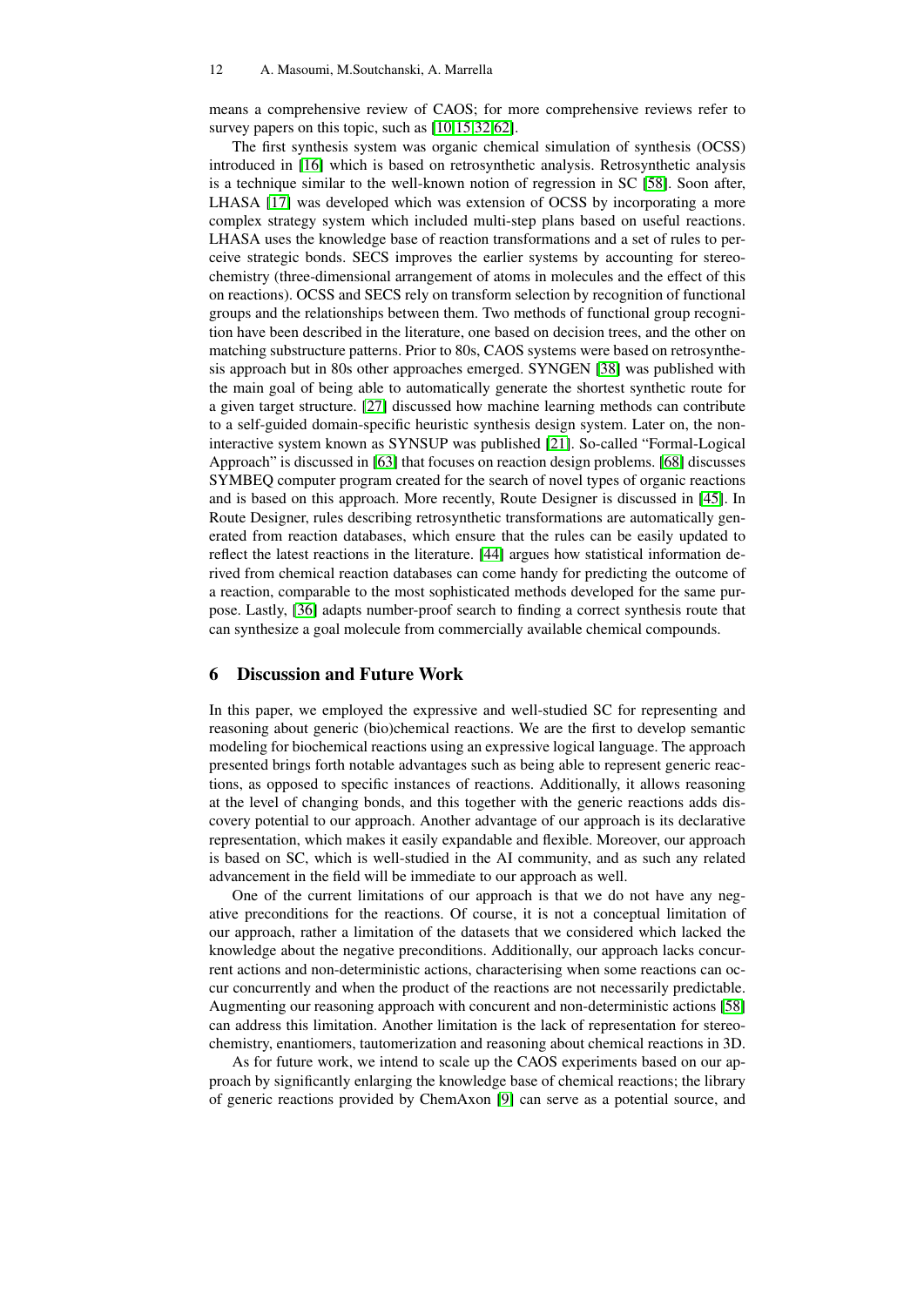means a comprehensive review of CAOS; for more comprehensive reviews refer to survey papers on this topic, such as [10,15,32,62].

The first synthesis system was organic chemical simulation of synthesis (OCSS) introduced in [16] which is based on retrosynthetic analysis. Retrosynthetic analysis is a technique similar to the well-known notion of regression in SC [58]. Soon after, LHASA [17] was developed which was extension of OCSS by incorporating a more complex strategy system which included multi-step plans based on useful reactions. LHASA uses the knowledge base of reaction transformations and a set of rules to perceive strategic bonds. SECS improves the earlier systems by accounting for stereochemistry (three-dimensional arrangement of atoms in molecules and the effect of this on reactions). OCSS and SECS rely on transform selection by recognition of functional groups and the relationships between them. Two methods of functional group recognition have been described in the literature, one based on decision trees, and the other on matching substructure patterns. Prior to 80s, CAOS systems were based on retrosynthesis approach but in 80s other approaches emerged. SYNGEN [38] was published with the main goal of being able to automatically generate the shortest synthetic route for a given target structure. [27] discussed how machine learning methods can contribute to a self-guided domain-specific heuristic synthesis design system. Later on, the non-interactive system known as SYNSUP was published [21]. So-called "Formal-Logical Approach" is discussed in [63] that focuses on reaction design problems. [68] discusses SYMBEQ computer program created for the search of novel types of organic reactions and is based on this approach. More recently, Route Designer is discussed in [45]. In Route Designer, rules describing retrosynthetic transformations are automatically generated from reaction databases, which ensure that the rules can be easily updated to reflect the latest reactions in the literature. [44] argues how statistical information derived from chemical reaction databases can come handy for predicting the outcome of a reaction, comparable to the most sophisticated methods developed for the same purpose. Lastly, [36] adapts number-proof search to finding a correct synthesis route that can synthesize a goal molecule from commercially available chemical compounds.

## 6 Discussion and Future Work

In this paper, we employed the expressive and well-studied SC for representing and reasoning about generic (bio)chemical reactions. We are the first to develop semantic modeling for biochemical reactions using an expressive logical language. The approach presented brings forth notable advantages such as being able to represent generic reactions, as opposed to specific instances of reactions. Additionally, it allows reasoning at the level of changing bonds, and this together with the generic reactions adds discovery potential to our approach. Another advantage of our approach is its declarative representation, which makes it easily expandable and flexible. Moreover, our approach is based on SC, which is well-studied in the AI community, and as such any related advancement in the field will be immediate to our approach as well.

One of the current limitations of our approach is that we do not have any negative preconditions for the reactions. Of course, it is not a conceptual limitation of our approach, rather a limitation of the datasets that we considered which lacked the knowledge about the negative preconditions. Additionally, our approach lacks concurrent actions and non-deterministic actions, characterising when some reactions can occur concurrently and when the product of the reactions are not necessarily predictable. Augmenting our reasoning approach with concurent and non-deterministic actions [58] can address this limitation. Another limitation is the lack of representation for stereochemistry, enantiomers, tautomerization and reasoning about chemical reactions in 3D.

As for future work, we intend to scale up the CAOS experiments based on our approach by significantly enlarging the knowledge base of chemical reactions; the library of generic reactions provided by ChemAxon [9] can serve as a potential source, and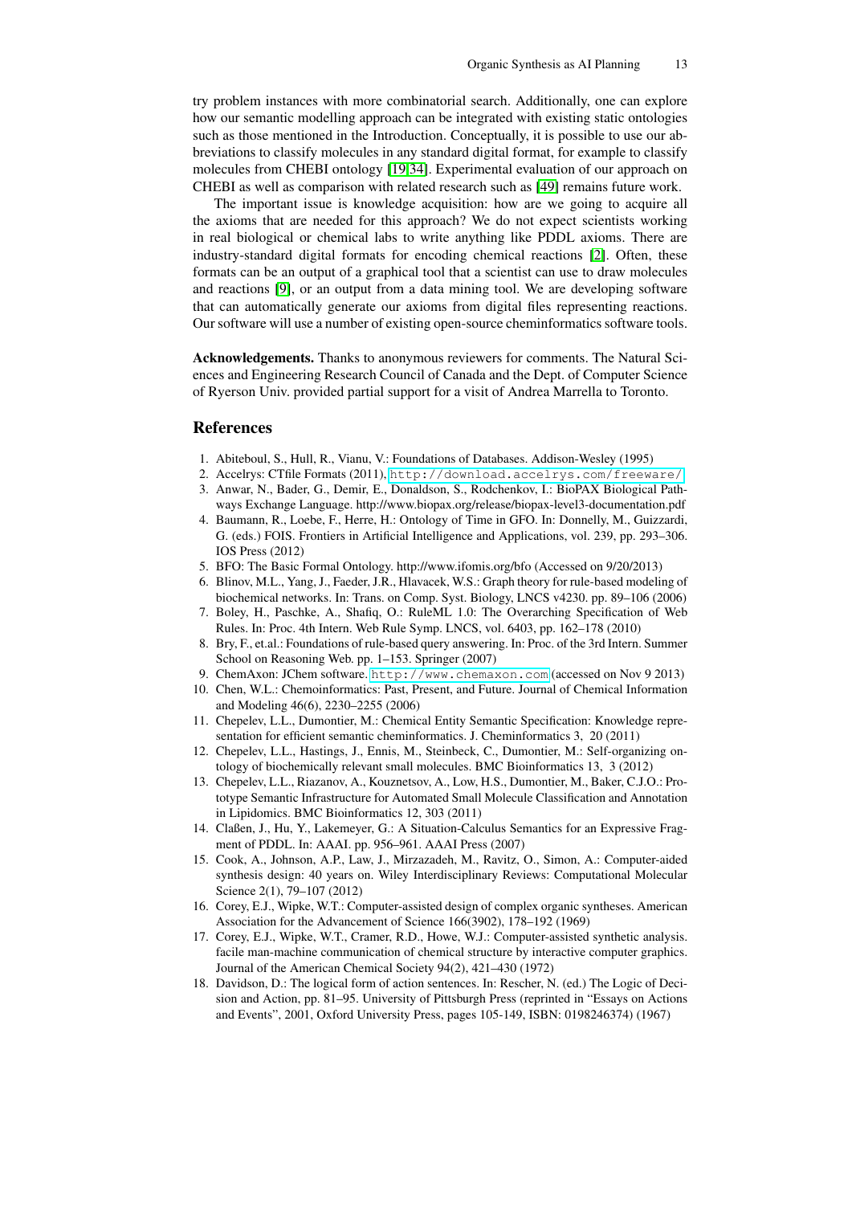try problem instances with more combinatorial search. Additionally, one can explore how our semantic modelling approach can be integrated with existing static ontologies such as those mentioned in the Introduction. Conceptually, it is possible to use our abbreviations to classify molecules in any standard digital format, for example to classify molecules from CHEBI ontology [19,34]. Experimental evaluation of our approach on CHEBI as well as comparison with related research such as [49] remains future work.

The important issue is knowledge acquisition: how are we going to acquire all the axioms that are needed for this approach? We do not expect scientists working in real biological or chemical labs to write anything like PDDL axioms. There are industry-standard digital formats for encoding chemical reactions [2]. Often, these formats can be an output of a graphical tool that a scientist can use to draw molecules and reactions [9], or an output from a data mining tool. We are developing software that can automatically generate our axioms from digital files representing reactions. Our software will use a number of existing open-source cheminformatics software tools.

**Acknowledgements.** Thanks to anonymous reviewers for comments. The Natural Sciences and Engineering Research Council of Canada and the Dept. of Computer Science of Ryerson Univ. provided partial support for a visit of Andrea Marrella to Toronto.

## References

1. Abiteboul, S., Hull, R., Vianu, V.: Foundations of Databases. Addison-Wesley (1995)
2. Accelrys: CTfile Formats (2011), http://download.accelrys.com/freeware/
3. Anwar, N., Bader, G., Demir, E., Donaldson, S., Rodchenkov, I.: BioPAX Biological Pathways Exchange Language. http://www.biopax.org/release/biopax-level3-documentation.pdf
4. Baumann, R., Loebe, F., Herre, H.: Ontology of Time in GFO. In: Donnelly, M., Guizzardi, G. (eds.) FOIS. Frontiers in Artificial Intelligence and Applications, vol. 239, pp. 293–306. IOS Press (2012)
5. BFO: The Basic Formal Ontology. http://www.ifomis.org/bfo (Accessed on 9/20/2013)
6. Blinov, M.L., Yang, J., Faeder, J.R., Hlavacek, W.S.: Graph theory for rule-based modeling of biochemical networks. In: Trans. on Comp. Syst. Biology, LNCS v4230. pp. 89–106 (2006)
7. Boley, H., Paschke, A., Shafiq, O.: RuleML 1.0: The Overarching Specification of Web Rules. In: Proc. 4th Intern. Web Rule Symp. LNCS, vol. 6403, pp. 162–178 (2010)
8. Bry, F., et.al.: Foundations of rule-based query answering. In: Proc. of the 3rd Intern. Summer School on Reasoning Web. pp. 1–153. Springer (2007)
9. ChemAxon: JChem software. http://www.chemaxon.com (accessed on Nov 9 2013)
10. Chen, W.L.: Chemoinformatics: Past, Present, and Future. Journal of Chemical Information and Modeling 46(6), 2230–2255 (2006)
11. Chepelev, L.L., Dumontier, M.: Chemical Entity Semantic Specification: Knowledge representation for efficient semantic cheminformatics. J. Cheminformatics 3, 20 (2011)
12. Chepelev, L.L., Hastings, J., Ennis, M., Steinbeck, C., Dumontier, M.: Self-organizing ontology of biochemically relevant small molecules. BMC Bioinformatics 13, 3 (2012)
13. Chepelev, L.L., Riazanov, A., Kouznetsov, A., Low, H.S., Dumontier, M., Baker, C.J.O.: Prototype Semantic Infrastructure for Automated Small Molecule Classification and Annotation in Lipidomics. BMC Bioinformatics 12, 303 (2011)
14. Claßen, J., Hu, Y., Lakemeyer, G.: A Situation-Calculus Semantics for an Expressive Fragment of PDDL. In: AAAI. pp. 956–961. AAAI Press (2007)
15. Cook, A., Johnson, A.P., Law, J., Mirzazadeh, M., Ravitz, O., Simon, A.: Computer-aided synthesis design: 40 years on. Wiley Interdisciplinary Reviews: Computational Molecular Science 2(1), 79–107 (2012)
16. Corey, E.J., Wipke, W.T.: Computer-assisted design of complex organic syntheses. American Association for the Advancement of Science 166(3902), 178–192 (1969)
17. Corey, E.J., Wipke, W.T., Cramer, R.D., Howe, W.J.: Computer-assisted synthetic analysis. facile man-machine communication of chemical structure by interactive computer graphics. Journal of the American Chemical Society 94(2), 421–430 (1972)
18. Davidson, D.: The logical form of action sentences. In: Rescher, N. (ed.) The Logic of Decision and Action, pp. 81–95. University of Pittsburgh Press (reprinted in "Essays on Actions and Events", 2001, Oxford University Press, pages 105-149, ISBN: 0198246374) (1967)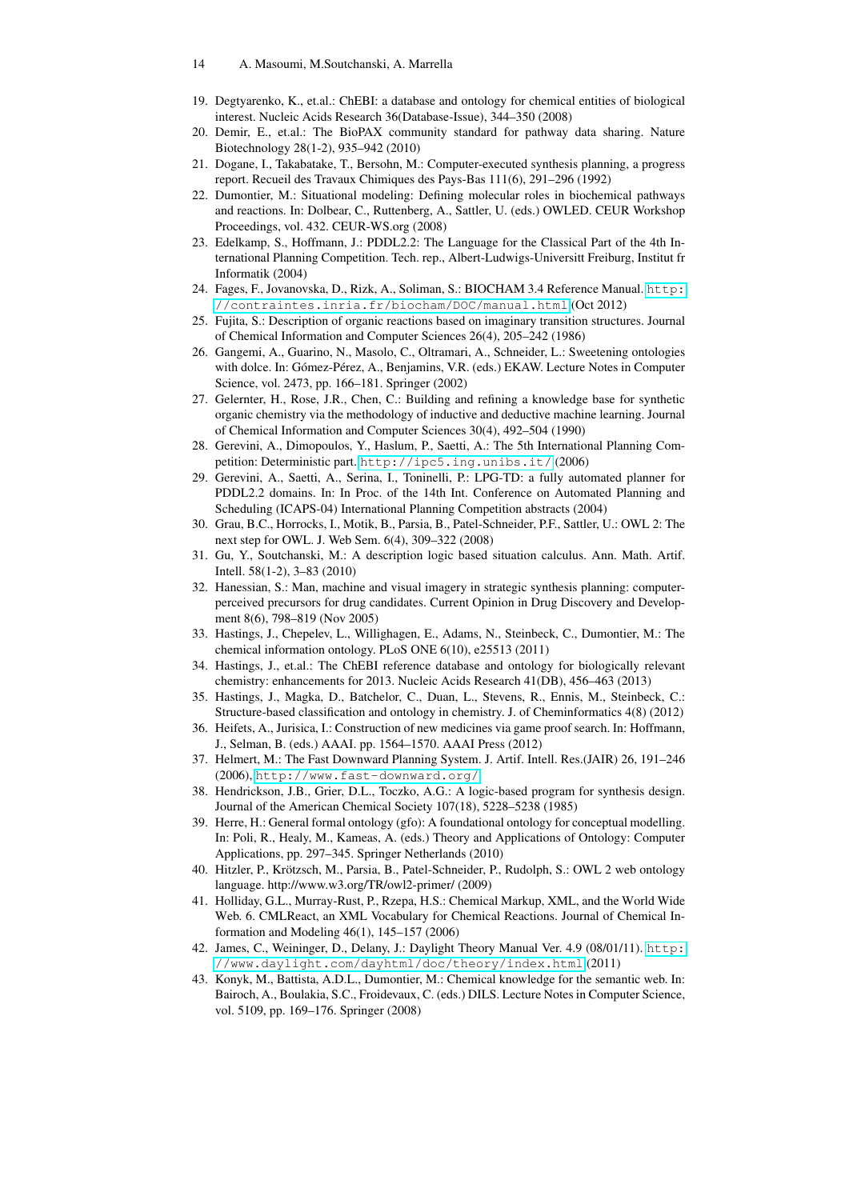19. Degtyarenko, K., et.al.: ChEBI: a database and ontology for chemical entities of biological interest. Nucleic Acids Research 36(Database-Issue), 344–350 (2008)
20. Demir, E., et.al.: The BioPAX community standard for pathway data sharing. Nature Biotechnology 28(1-2), 935–942 (2010)
21. Dogane, I., Takabatake, T., Bersohn, M.: Computer-executed synthesis planning, a progress report. Recueil des Travaux Chimiques des Pays-Bas 111(6), 291–296 (1992)
22. Dumontier, M.: Situational modeling: Defining molecular roles in biochemical pathways and reactions. In: Dolbear, C., Ruttenberg, A., Sattler, U. (eds.) OWLED. CEUR Workshop Proceedings, vol. 432. CEUR-WS.org (2008)
23. Edelkamp, S., Hoffmann, J.: PDDL2.2: The Language for the Classical Part of the 4th International Planning Competition. Tech. rep., Albert-Ludwigs-Universitt Freiburg, Institut fr Informatik (2004)
24. Fages, F., Jovanovska, D., Rizk, A., Soliman, S.: BIOCHAM 3.4 Reference Manual. http://contraintes.inria.fr/biocham/DOC/manual.html (Oct 2012)
25. Fujita, S.: Description of organic reactions based on imaginary transition structures. Journal of Chemical Information and Computer Sciences 26(4), 205–242 (1986)
26. Gangemi, A., Guarino, N., Masolo, C., Oltramari, A., Schneider, L.: Sweetening ontologies with dolce. In: Gómez-Pérez, A., Benjamins, V.R. (eds.) EKAW. Lecture Notes in Computer Science, vol. 2473, pp. 166–181. Springer (2002)
27. Gelernter, H., Rose, J.R., Chen, C.: Building and refining a knowledge base for synthetic organic chemistry via the methodology of inductive and deductive machine learning. Journal of Chemical Information and Computer Sciences 30(4), 492–504 (1990)
28. Gerevini, A., Dimopoulos, Y., Haslum, P., Saetti, A.: The 5th International Planning Competition: Deterministic part. http://ipc5.ing.unibs.it/ (2006)
29. Gerevini, A., Saetti, A., Serina, I., Toninelli, P.: LPG-TD: a fully automated planner for PDDL2.2 domains. In: In Proc. of the 14th Int. Conference on Automated Planning and Scheduling (ICAPS-04) International Planning Competition abstracts (2004)
30. Grau, B.C., Horrocks, I., Motik, B., Parsia, B., Patel-Schneider, P.F., Sattler, U.: OWL 2: The next step for OWL. J. Web Sem. 6(4), 309–322 (2008)
31. Gu, Y., Soutchanski, M.: A description logic based situation calculus. Ann. Math. Artif. Intell. 58(1-2), 3–83 (2010)
32. Hanessian, S.: Man, machine and visual imagery in strategic synthesis planning: computer-perceived precursors for drug candidates. Current Opinion in Drug Discovery and Development 8(6), 798–819 (Nov 2005)
33. Hastings, J., Chepelev, L., Willighagen, E., Adams, N., Steinbeck, C., Dumontier, M.: The chemical information ontology. PLoS ONE 6(10), e25513 (2011)
34. Hastings, J., et.al.: The ChEBI reference database and ontology for biologically relevant chemistry: enhancements for 2013. Nucleic Acids Research 41(DB), 456–463 (2013)
35. Hastings, J., Magka, D., Batchelor, C., Duan, L., Stevens, R., Ennis, M., Steinbeck, C.: Structure-based classification and ontology in chemistry. J. of Cheminformatics 4(8) (2012)
36. Heifets, A., Jurisica, I.: Construction of new medicines via game proof search. In: Hoffmann, J., Selman, B. (eds.) AAAI. pp. 1564–1570. AAAI Press (2012)
37. Helmert, M.: The Fast Downward Planning System. J. Artif. Intell. Res.(JAIR) 26, 191–246 (2006), http://www.fast-downward.org/
38. Hendrickson, J.B., Grier, D.L., Toczko, A.G.: A logic-based program for synthesis design. Journal of the American Chemical Society 107(18), 5228–5238 (1985)
39. Herre, H.: General formal ontology (gfo): A foundational ontology for conceptual modelling. In: Poli, R., Healy, M., Kameas, A. (eds.) Theory and Applications of Ontology: Computer Applications, pp. 297–345. Springer Netherlands (2010)
40. Hitzler, P., Krötzsch, M., Parsia, B., Patel-Schneider, P., Rudolph, S.: OWL 2 web ontology language. http://www.w3.org/TR/owl2-primer/ (2009)
41. Holliday, G.L., Murray-Rust, P., Rzepa, H.S.: Chemical Markup, XML, and the World Wide Web. 6. CMLReact, an XML Vocabulary for Chemical Reactions. Journal of Chemical Information and Modeling 46(1), 145–157 (2006)
42. James, C., Weininger, D., Delany, J.: Daylight Theory Manual Ver. 4.9 (08/01/11). http://www.daylight.com/dayhtml/doc/theory/index.html (2011)
43. Konyk, M., Battista, A.D.L., Dumontier, M.: Chemical knowledge for the semantic web. In: Bairoch, A., Boulakia, S.C., Froidevaux, C. (eds.) DILS. Lecture Notes in Computer Science, vol. 5109, pp. 169–176. Springer (2008)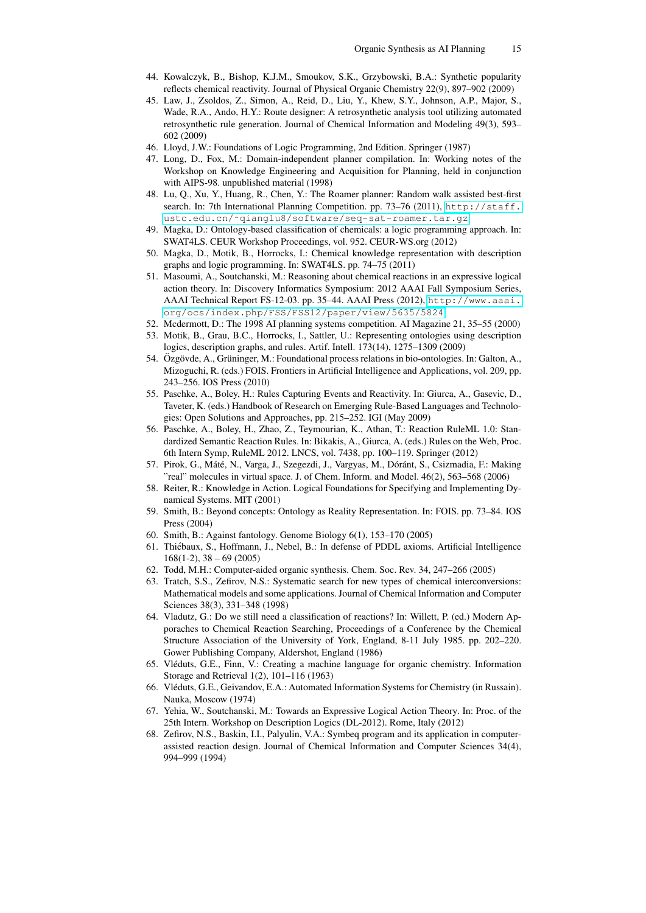44. Kowalczyk, B., Bishop, K.J.M., Smoukov, S.K., Grzybowski, B.A.: Synthetic popularity reflects chemical reactivity. Journal of Physical Organic Chemistry 22(9), 897–902 (2009)
45. Law, J., Zsoldos, Z., Simon, A., Reid, D., Liu, Y., Khew, S.Y., Johnson, A.P., Major, S., Wade, R.A., Ando, H.Y.: Route designer: A retrosynthetic analysis tool utilizing automated retrosynthetic rule generation. Journal of Chemical Information and Modeling 49(3), 593–602 (2009)
46. Lloyd, J.W.: Foundations of Logic Programming, 2nd Edition. Springer (1987)
47. Long, D., Fox, M.: Domain-independent planner compilation. In: Working notes of the Workshop on Knowledge Engineering and Acquisition for Planning, held in conjunction with AIPS-98. unpublished material (1998)
48. Lu, Q., Xu, Y., Huang, R., Chen, Y.: The Roamer planner: Random walk assisted best-first search. In: 7th International Planning Competition. pp. 73–76 (2011), http://staff.ustc.edu.cn/~qianglu8/software/seq-sat-roamer.tar.gz
49. Magka, D.: Ontology-based classification of chemicals: a logic programming approach. In: SWAT4LS. CEUR Workshop Proceedings, vol. 952. CEUR-WS.org (2012)
50. Magka, D., Motik, B., Horrocks, I.: Chemical knowledge representation with description graphs and logic programming. In: SWAT4LS. pp. 74–75 (2011)
51. Masoumi, A., Soutchanski, M.: Reasoning about chemical reactions in an expressive logical action theory. In: Discovery Informatics Symposium: 2012 AAAI Fall Symposium Series, AAAI Technical Report FS-12-03. pp. 35–44. AAAI Press (2012), http://www.aaai.org/ocs/index.php/FSS/FSS12/paper/view/5635/5824
52. Mcdermott, D.: The 1998 AI planning systems competition. AI Magazine 21, 35–55 (2000)
53. Motik, B., Grau, B.C., Horrocks, I., Sattler, U.: Representing ontologies using description logics, description graphs, and rules. Artif. Intell. 173(14), 1275–1309 (2009)
54. Özgövde, A., Grüninger, M.: Foundational process relations in bio-ontologies. In: Galton, A., Mizoguchi, R. (eds.) FOIS. Frontiers in Artificial Intelligence and Applications, vol. 209, pp. 243–256. IOS Press (2010)
55. Paschke, A., Boley, H.: Rules Capturing Events and Reactivity. In: Giurca, A., Gasevic, D., Taveter, K. (eds.) Handbook of Research on Emerging Rule-Based Languages and Technologies: Open Solutions and Approaches, pp. 215–252. IGI (May 2009)
56. Paschke, A., Boley, H., Zhao, Z., Teymourian, K., Athan, T.: Reaction RuleML 1.0: Standardized Semantic Reaction Rules. In: Bikakis, A., Giurca, A. (eds.) Rules on the Web, Proc. 6th Intern Symp, RuleML 2012. LNCS, vol. 7438, pp. 100–119. Springer (2012)
57. Pirok, G., Máté, N., Varga, J., Szegezdi, J., Vargyas, M., Dóránt, S., Csizmadia, F.: Making "real" molecules in virtual space. J. of Chem. Inform. and Model. 46(2), 563–568 (2006)
58. Reiter, R.: Knowledge in Action. Logical Foundations for Specifying and Implementing Dynamical Systems. MIT (2001)
59. Smith, B.: Beyond concepts: Ontology as Reality Representation. In: FOIS. pp. 73–84. IOS Press (2004)
60. Smith, B.: Against fantology. Genome Biology 6(1), 153–170 (2005)
61. Thiébaux, S., Hoffmann, J., Nebel, B.: In defense of PDDL axioms. Artificial Intelligence 168(1-2), 38 – 69 (2005)
62. Todd, M.H.: Computer-aided organic synthesis. Chem. Soc. Rev. 34, 247–266 (2005)
63. Tratch, S.S., Zefirov, N.S.: Systematic search for new types of chemical interconversions: Mathematical models and some applications. Journal of Chemical Information and Computer Sciences 38(3), 331–348 (1998)
64. Vladutz, G.: Do we still need a classification of reactions? In: Willett, P. (ed.) Modern Apporaches to Chemical Reaction Searching, Proceedings of a Conference by the Chemical Structure Association of the University of York, England, 8-11 July 1985. pp. 202–220. Gower Publishing Company, Aldershot, England (1986)
65. Vléduts, G.E., Finn, V.: Creating a machine language for organic chemistry. Information Storage and Retrieval 1(2), 101–116 (1963)
66. Vléduts, G.E., Geivandov, E.A.: Automated Information Systems for Chemistry (in Russain). Nauka, Moscow (1974)
67. Yehia, W., Soutchanski, M.: Towards an Expressive Logical Action Theory. In: Proc. of the 25th Intern. Workshop on Description Logics (DL-2012). Rome, Italy (2012)
68. Zefirov, N.S., Baskin, I.I., Palyulin, V.A.: Symbeq program and its application in computer-assisted reaction design. Journal of Chemical Information and Computer Sciences 34(4), 994–999 (1994)